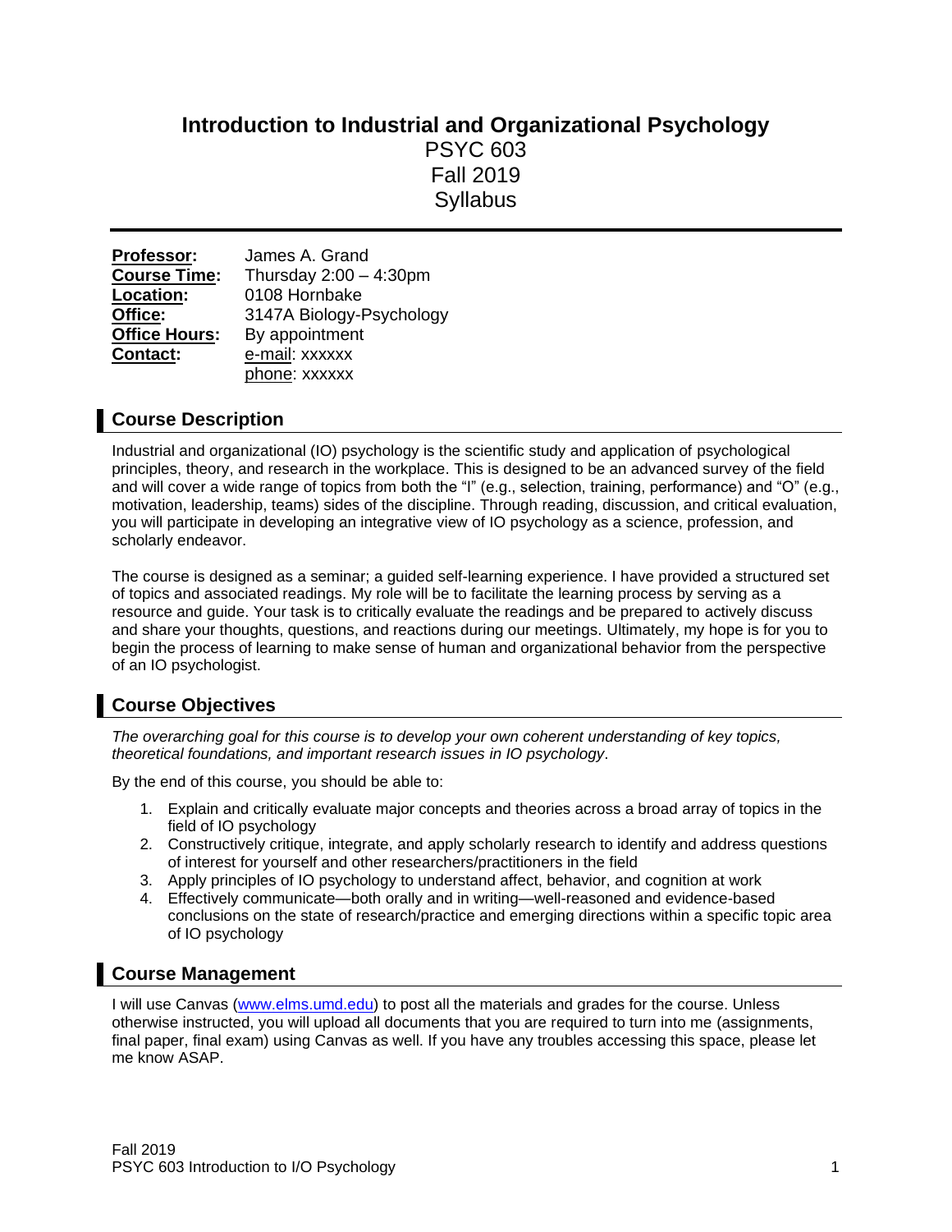# Introduction to Industrial and Organizational Psychology

PSYC 603
Fall 2019
Syllabus

**Professor:** James A. Grand
**Course Time:** Thursday 2:00 – 4:30pm
**Location:** 0108 Hornbake
**Office:** 3147A Biology-Psychology
**Office Hours:** By appointment
**Contact:** e-mail: xxxxxx
phone: xxxxxx

## Course Description

Industrial and organizational (IO) psychology is the scientific study and application of psychological principles, theory, and research in the workplace. This is designed to be an advanced survey of the field and will cover a wide range of topics from both the "I" (e.g., selection, training, performance) and "O" (e.g., motivation, leadership, teams) sides of the discipline. Through reading, discussion, and critical evaluation, you will participate in developing an integrative view of IO psychology as a science, profession, and scholarly endeavor.

The course is designed as a seminar; a guided self-learning experience. I have provided a structured set of topics and associated readings. My role will be to facilitate the learning process by serving as a resource and guide. Your task is to critically evaluate the readings and be prepared to actively discuss and share your thoughts, questions, and reactions during our meetings. Ultimately, my hope is for you to begin the process of learning to make sense of human and organizational behavior from the perspective of an IO psychologist.

## Course Objectives

*The overarching goal for this course is to develop your own coherent understanding of key topics, theoretical foundations, and important research issues in IO psychology*.

By the end of this course, you should be able to:

1. Explain and critically evaluate major concepts and theories across a broad array of topics in the field of IO psychology
2. Constructively critique, integrate, and apply scholarly research to identify and address questions of interest for yourself and other researchers/practitioners in the field
3. Apply principles of IO psychology to understand affect, behavior, and cognition at work
4. Effectively communicate—both orally and in writing—well-reasoned and evidence-based conclusions on the state of research/practice and emerging directions within a specific topic area of IO psychology

## Course Management

I will use Canvas (www.elms.umd.edu) to post all the materials and grades for the course. Unless otherwise instructed, you will upload all documents that you are required to turn into me (assignments, final paper, final exam) using Canvas as well. If you have any troubles accessing this space, please let me know ASAP.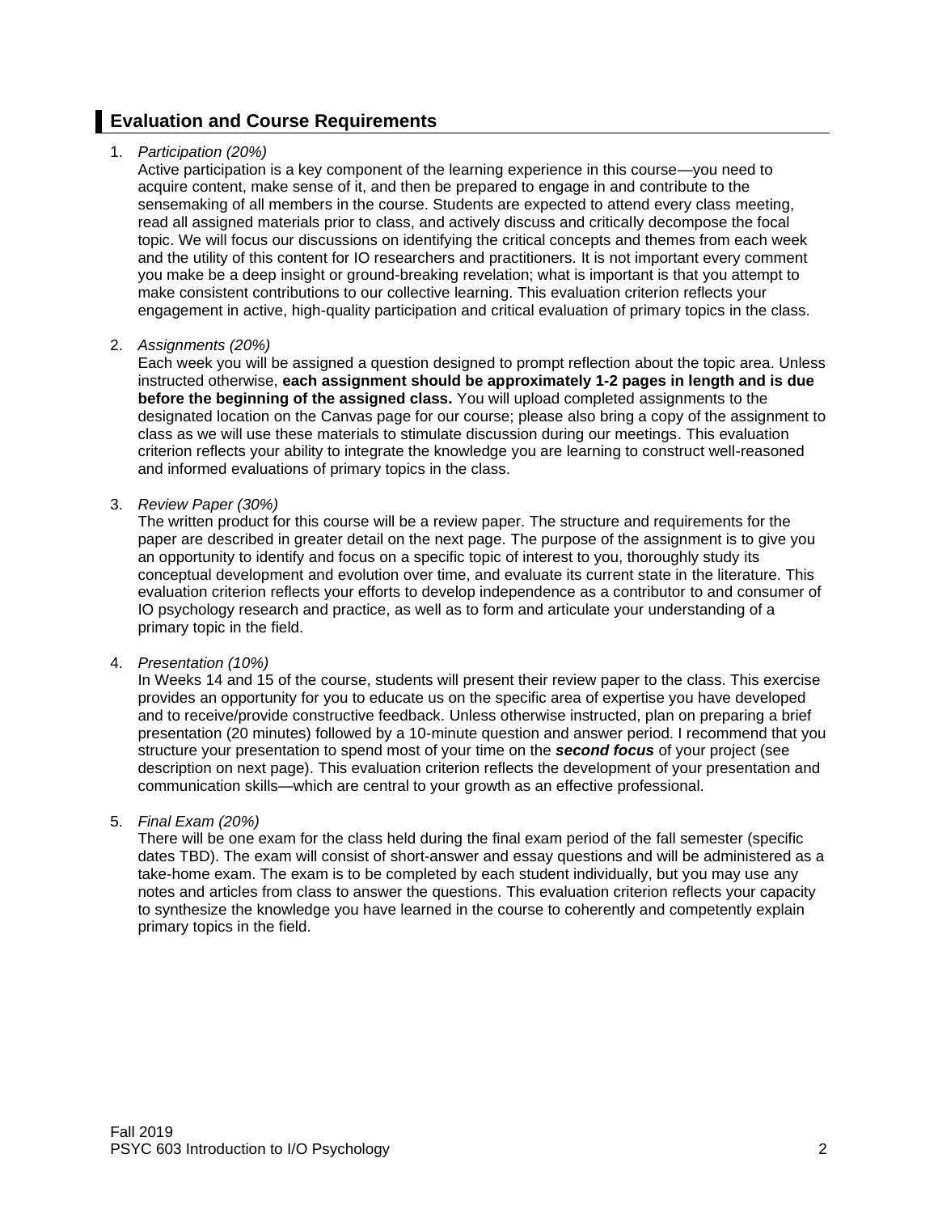## Evaluation and Course Requirements

1. *Participation (20%)*
   Active participation is a key component of the learning experience in this course—you need to acquire content, make sense of it, and then be prepared to engage in and contribute to the sensemaking of all members in the course. Students are expected to attend every class meeting, read all assigned materials prior to class, and actively discuss and critically decompose the focal topic. We will focus our discussions on identifying the critical concepts and themes from each week and the utility of this content for IO researchers and practitioners. It is not important every comment you make be a deep insight or ground-breaking revelation; what is important is that you attempt to make consistent contributions to our collective learning. This evaluation criterion reflects your engagement in active, high-quality participation and critical evaluation of primary topics in the class.

2. *Assignments (20%)*
   Each week you will be assigned a question designed to prompt reflection about the topic area. Unless instructed otherwise, **each assignment should be approximately 1-2 pages in length and is due before the beginning of the assigned class.** You will upload completed assignments to the designated location on the Canvas page for our course; please also bring a copy of the assignment to class as we will use these materials to stimulate discussion during our meetings. This evaluation criterion reflects your ability to integrate the knowledge you are learning to construct well-reasoned and informed evaluations of primary topics in the class.

3. *Review Paper (30%)*
   The written product for this course will be a review paper. The structure and requirements for the paper are described in greater detail on the next page. The purpose of the assignment is to give you an opportunity to identify and focus on a specific topic of interest to you, thoroughly study its conceptual development and evolution over time, and evaluate its current state in the literature. This evaluation criterion reflects your efforts to develop independence as a contributor to and consumer of IO psychology research and practice, as well as to form and articulate your understanding of a primary topic in the field.

4. *Presentation (10%)*
   In Weeks 14 and 15 of the course, students will present their review paper to the class. This exercise provides an opportunity for you to educate us on the specific area of expertise you have developed and to receive/provide constructive feedback. Unless otherwise instructed, plan on preparing a brief presentation (20 minutes) followed by a 10-minute question and answer period. I recommend that you structure your presentation to spend most of your time on the ***second focus*** of your project (see description on next page). This evaluation criterion reflects the development of your presentation and communication skills—which are central to your growth as an effective professional.

5. *Final Exam (20%)*
   There will be one exam for the class held during the final exam period of the fall semester (specific dates TBD). The exam will consist of short-answer and essay questions and will be administered as a take-home exam. The exam is to be completed by each student individually, but you may use any notes and articles from class to answer the questions. This evaluation criterion reflects your capacity to synthesize the knowledge you have learned in the course to coherently and competently explain primary topics in the field.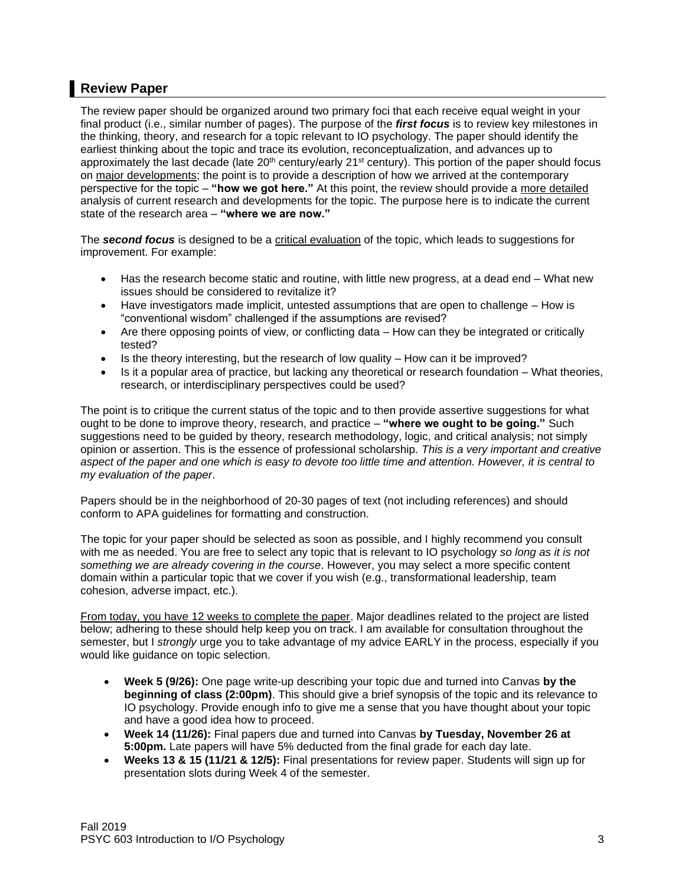## Review Paper

The review paper should be organized around two primary foci that each receive equal weight in your final product (i.e., similar number of pages). The purpose of the ***first focus*** is to review key milestones in the thinking, theory, and research for a topic relevant to IO psychology. The paper should identify the earliest thinking about the topic and trace its evolution, reconceptualization, and advances up to approximately the last decade (late 20th century/early 21st century). This portion of the paper should focus on major developments; the point is to provide a description of how we arrived at the contemporary perspective for the topic – **"how we got here."** At this point, the review should provide a more detailed analysis of current research and developments for the topic. The purpose here is to indicate the current state of the research area – **"where we are now."**

The ***second focus*** is designed to be a critical evaluation of the topic, which leads to suggestions for improvement. For example:

- Has the research become static and routine, with little new progress, at a dead end – What new issues should be considered to revitalize it?
- Have investigators made implicit, untested assumptions that are open to challenge – How is "conventional wisdom" challenged if the assumptions are revised?
- Are there opposing points of view, or conflicting data – How can they be integrated or critically tested?
- Is the theory interesting, but the research of low quality – How can it be improved?
- Is it a popular area of practice, but lacking any theoretical or research foundation – What theories, research, or interdisciplinary perspectives could be used?

The point is to critique the current status of the topic and to then provide assertive suggestions for what ought to be done to improve theory, research, and practice – **"where we ought to be going."** Such suggestions need to be guided by theory, research methodology, logic, and critical analysis; not simply opinion or assertion. This is the essence of professional scholarship. *This is a very important and creative aspect of the paper and one which is easy to devote too little time and attention. However, it is central to my evaluation of the paper*.

Papers should be in the neighborhood of 20-30 pages of text (not including references) and should conform to APA guidelines for formatting and construction.

The topic for your paper should be selected as soon as possible, and I highly recommend you consult with me as needed. You are free to select any topic that is relevant to IO psychology *so long as it is not something we are already covering in the course*. However, you may select a more specific content domain within a particular topic that we cover if you wish (e.g., transformational leadership, team cohesion, adverse impact, etc.).

From today, you have 12 weeks to complete the paper. Major deadlines related to the project are listed below; adhering to these should help keep you on track. I am available for consultation throughout the semester, but I *strongly* urge you to take advantage of my advice EARLY in the process, especially if you would like guidance on topic selection.

- **Week 5 (9/26):** One page write-up describing your topic due and turned into Canvas **by the beginning of class (2:00pm)**. This should give a brief synopsis of the topic and its relevance to IO psychology. Provide enough info to give me a sense that you have thought about your topic and have a good idea how to proceed.
- **Week 14 (11/26):** Final papers due and turned into Canvas **by Tuesday, November 26 at 5:00pm.** Late papers will have 5% deducted from the final grade for each day late.
- **Weeks 13 & 15 (11/21 & 12/5):** Final presentations for review paper. Students will sign up for presentation slots during Week 4 of the semester.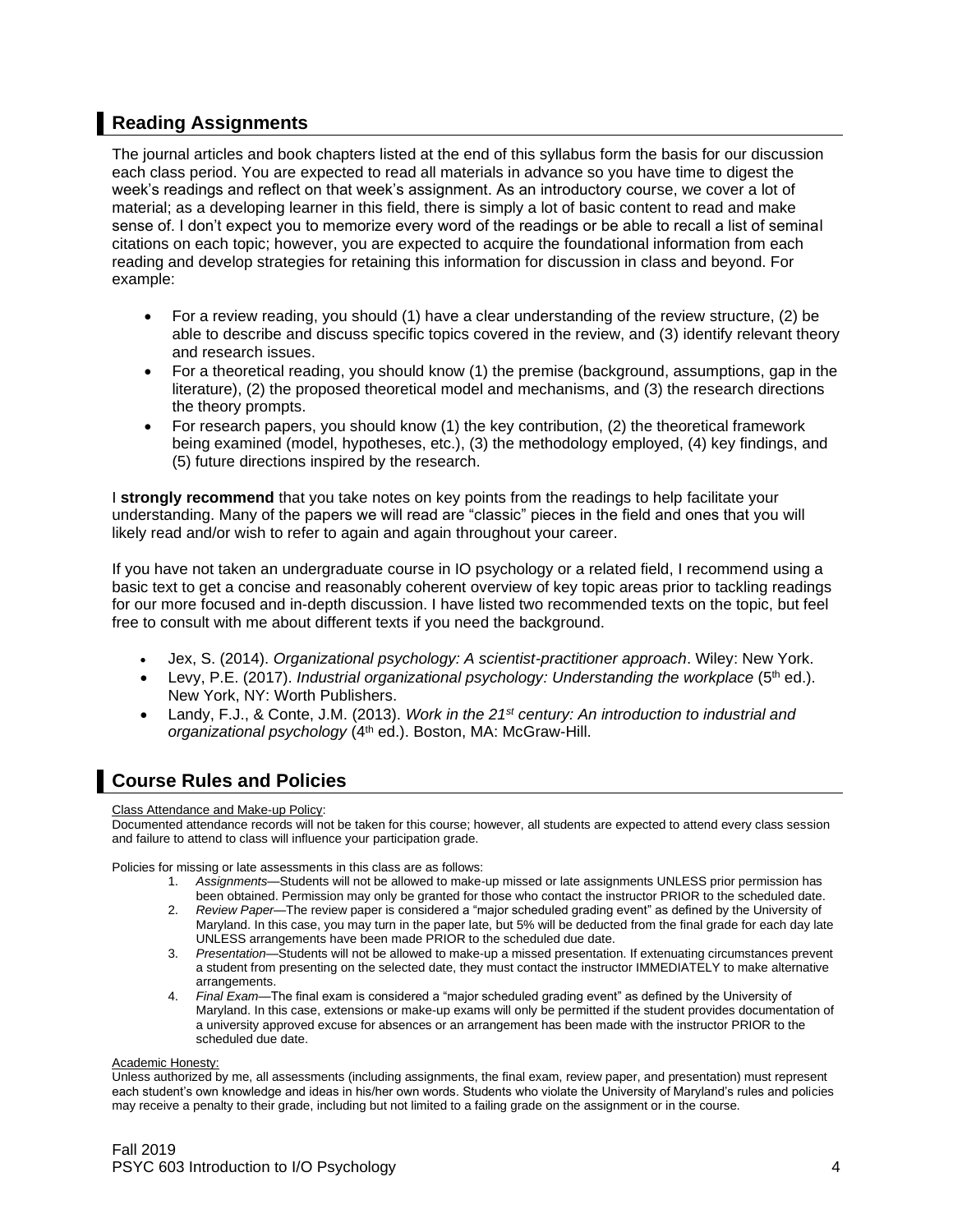## Reading Assignments

The journal articles and book chapters listed at the end of this syllabus form the basis for our discussion each class period. You are expected to read all materials in advance so you have time to digest the week's readings and reflect on that week's assignment. As an introductory course, we cover a lot of material; as a developing learner in this field, there is simply a lot of basic content to read and make sense of. I don't expect you to memorize every word of the readings or be able to recall a list of seminal citations on each topic; however, you are expected to acquire the foundational information from each reading and develop strategies for retaining this information for discussion in class and beyond. For example:

- For a review reading, you should (1) have a clear understanding of the review structure, (2) be able to describe and discuss specific topics covered in the review, and (3) identify relevant theory and research issues.
- For a theoretical reading, you should know (1) the premise (background, assumptions, gap in the literature), (2) the proposed theoretical model and mechanisms, and (3) the research directions the theory prompts.
- For research papers, you should know (1) the key contribution, (2) the theoretical framework being examined (model, hypotheses, etc.), (3) the methodology employed, (4) key findings, and (5) future directions inspired by the research.

I **strongly recommend** that you take notes on key points from the readings to help facilitate your understanding. Many of the papers we will read are "classic" pieces in the field and ones that you will likely read and/or wish to refer to again and again throughout your career.

If you have not taken an undergraduate course in IO psychology or a related field, I recommend using a basic text to get a concise and reasonably coherent overview of key topic areas prior to tackling readings for our more focused and in-depth discussion. I have listed two recommended texts on the topic, but feel free to consult with me about different texts if you need the background.

- Jex, S. (2014). *Organizational psychology: A scientist-practitioner approach*. Wiley: New York.
- Levy, P.E. (2017). *Industrial organizational psychology: Understanding the workplace* (5th ed.). New York, NY: Worth Publishers.
- Landy, F.J., & Conte, J.M. (2013). *Work in the 21st century: An introduction to industrial and organizational psychology* (4th ed.). Boston, MA: McGraw-Hill.

## Course Rules and Policies

Class Attendance and Make-up Policy:
Documented attendance records will not be taken for this course; however, all students are expected to attend every class session and failure to attend to class will influence your participation grade.

Policies for missing or late assessments in this class are as follows:

1. *Assignments*—Students will not be allowed to make-up missed or late assignments UNLESS prior permission has been obtained. Permission may only be granted for those who contact the instructor PRIOR to the scheduled date.
2. *Review Paper*—The review paper is considered a "major scheduled grading event" as defined by the University of Maryland. In this case, you may turn in the paper late, but 5% will be deducted from the final grade for each day late UNLESS arrangements have been made PRIOR to the scheduled due date.
3. *Presentation*—Students will not be allowed to make-up a missed presentation. If extenuating circumstances prevent a student from presenting on the selected date, they must contact the instructor IMMEDIATELY to make alternative arrangements.
4. *Final Exam*—The final exam is considered a "major scheduled grading event" as defined by the University of Maryland. In this case, extensions or make-up exams will only be permitted if the student provides documentation of a university approved excuse for absences or an arrangement has been made with the instructor PRIOR to the scheduled due date.

Academic Honesty:
Unless authorized by me, all assessments (including assignments, the final exam, review paper, and presentation) must represent each student's own knowledge and ideas in his/her own words. Students who violate the University of Maryland's rules and policies may receive a penalty to their grade, including but not limited to a failing grade on the assignment or in the course.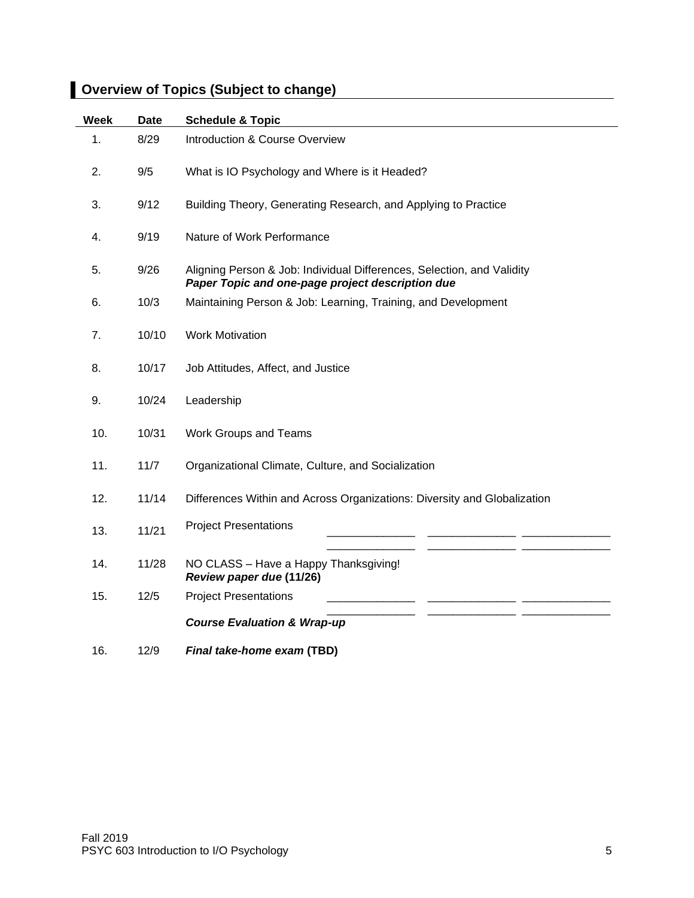## Overview of Topics (Subject to change)

| Week | Date | Schedule & Topic |
|---|---|---|
| 1. | 8/29 | Introduction & Course Overview |
| 2. | 9/5 | What is IO Psychology and Where is it Headed? |
| 3. | 9/12 | Building Theory, Generating Research, and Applying to Practice |
| 4. | 9/19 | Nature of Work Performance |
| 5. | 9/26 | Aligning Person & Job: Individual Differences, Selection, and Validity<br>***Paper Topic and one-page project description due*** |
| 6. | 10/3 | Maintaining Person & Job: Learning, Training, and Development |
| 7. | 10/10 | Work Motivation |
| 8. | 10/17 | Job Attitudes, Affect, and Justice |
| 9. | 10/24 | Leadership |
| 10. | 10/31 | Work Groups and Teams |
| 11. | 11/7 | Organizational Climate, Culture, and Socialization |
| 12. | 11/14 | Differences Within and Across Organizations: Diversity and Globalization |
| 13. | 11/21 | Project Presentations ______________ ______________ ______________<br>______________ ______________ ______________ |
| 14. | 11/28 | NO CLASS – Have a Happy Thanksgiving!<br>***Review paper due* (11/26)** |
| 15. | 12/5 | Project Presentations ______________ ______________ ______________<br>______________ ______________ ______________<br>***Course Evaluation & Wrap-up*** |
| 16. | 12/9 | ***Final take-home exam* (TBD)** |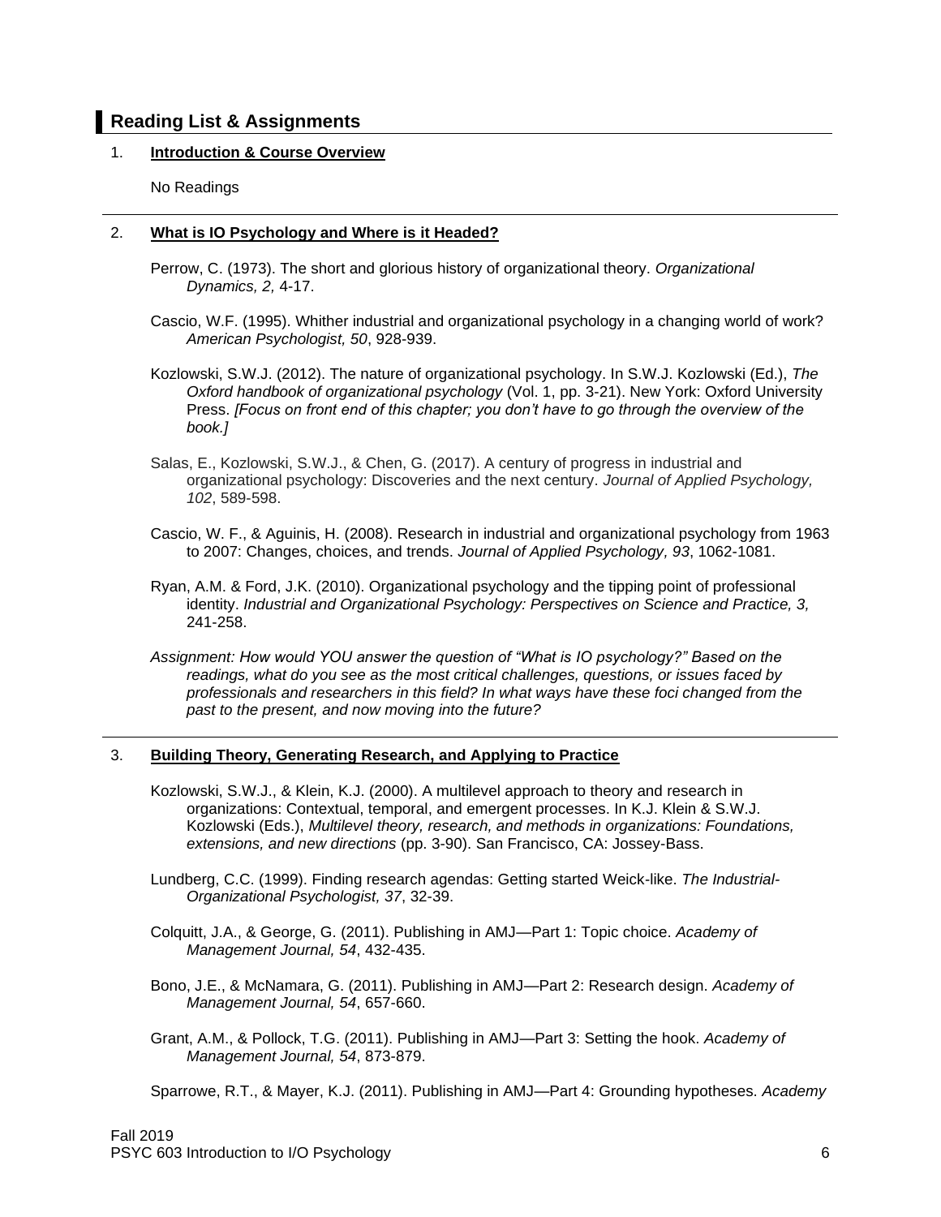## Reading List & Assignments

1. **Introduction & Course Overview**

   No Readings

---

2. **What is IO Psychology and Where is it Headed?**

   Perrow, C. (1973). The short and glorious history of organizational theory. *Organizational Dynamics, 2,* 4-17.

   Cascio, W.F. (1995). Whither industrial and organizational psychology in a changing world of work? *American Psychologist, 50*, 928-939.

   Kozlowski, S.W.J. (2012). The nature of organizational psychology. In S.W.J. Kozlowski (Ed.), *The Oxford handbook of organizational psychology* (Vol. 1, pp. 3-21). New York: Oxford University Press. *[Focus on front end of this chapter; you don't have to go through the overview of the book.]*

   Salas, E., Kozlowski, S.W.J., & Chen, G. (2017). A century of progress in industrial and organizational psychology: Discoveries and the next century. *Journal of Applied Psychology, 102*, 589-598.

   Cascio, W. F., & Aguinis, H. (2008). Research in industrial and organizational psychology from 1963 to 2007: Changes, choices, and trends. *Journal of Applied Psychology, 93*, 1062-1081.

   Ryan, A.M. & Ford, J.K. (2010). Organizational psychology and the tipping point of professional identity. *Industrial and Organizational Psychology: Perspectives on Science and Practice, 3,* 241-258.

   *Assignment: How would YOU answer the question of "What is IO psychology?" Based on the readings, what do you see as the most critical challenges, questions, or issues faced by professionals and researchers in this field? In what ways have these foci changed from the past to the present, and now moving into the future?*

---

3. **Building Theory, Generating Research, and Applying to Practice**

   Kozlowski, S.W.J., & Klein, K.J. (2000). A multilevel approach to theory and research in organizations: Contextual, temporal, and emergent processes. In K.J. Klein & S.W.J. Kozlowski (Eds.), *Multilevel theory, research, and methods in organizations: Foundations, extensions, and new directions* (pp. 3-90). San Francisco, CA: Jossey-Bass.

   Lundberg, C.C. (1999). Finding research agendas: Getting started Weick-like. *The Industrial-Organizational Psychologist, 37*, 32-39.

   Colquitt, J.A., & George, G. (2011). Publishing in AMJ—Part 1: Topic choice. *Academy of Management Journal, 54*, 432-435.

   Bono, J.E., & McNamara, G. (2011). Publishing in AMJ—Part 2: Research design. *Academy of Management Journal, 54*, 657-660.

   Grant, A.M., & Pollock, T.G. (2011). Publishing in AMJ—Part 3: Setting the hook. *Academy of Management Journal, 54*, 873-879.

   Sparrowe, R.T., & Mayer, K.J. (2011). Publishing in AMJ—Part 4: Grounding hypotheses. *Academy*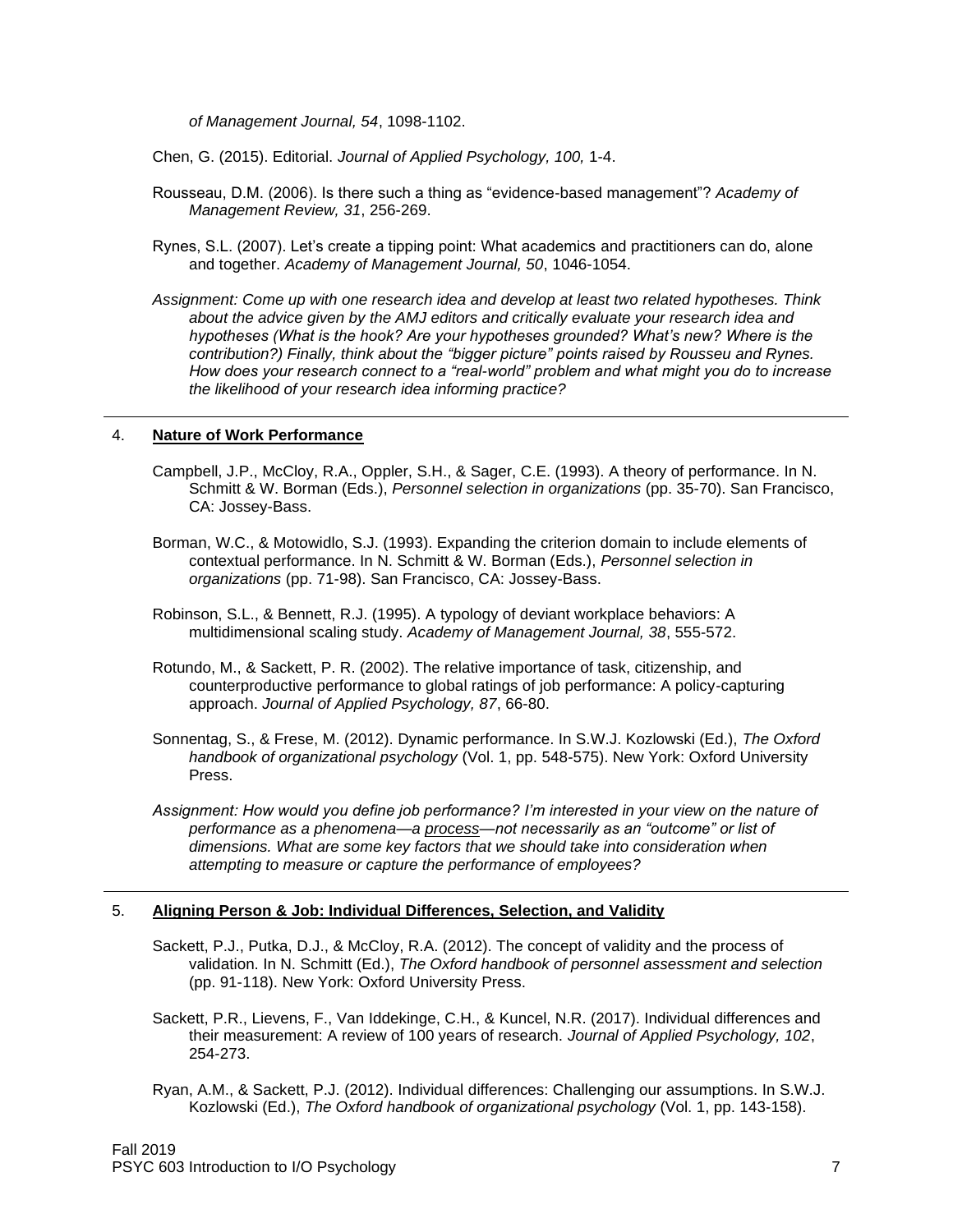*of Management Journal, 54*, 1098-1102.

Chen, G. (2015). Editorial. *Journal of Applied Psychology, 100,* 1-4.

Rousseau, D.M. (2006). Is there such a thing as "evidence-based management"? *Academy of Management Review, 31*, 256-269.

Rynes, S.L. (2007). Let's create a tipping point: What academics and practitioners can do, alone and together. *Academy of Management Journal, 50*, 1046-1054.

*Assignment: Come up with one research idea and develop at least two related hypotheses. Think about the advice given by the AMJ editors and critically evaluate your research idea and hypotheses (What is the hook? Are your hypotheses grounded? What's new? Where is the contribution?) Finally, think about the "bigger picture" points raised by Rousseu and Rynes. How does your research connect to a "real-world" problem and what might you do to increase the likelihood of your research idea informing practice?*

---

## 4. Nature of Work Performance

Campbell, J.P., McCloy, R.A., Oppler, S.H., & Sager, C.E. (1993). A theory of performance. In N. Schmitt & W. Borman (Eds.), *Personnel selection in organizations* (pp. 35-70). San Francisco, CA: Jossey-Bass.

Borman, W.C., & Motowidlo, S.J. (1993). Expanding the criterion domain to include elements of contextual performance. In N. Schmitt & W. Borman (Eds.), *Personnel selection in organizations* (pp. 71-98). San Francisco, CA: Jossey-Bass.

Robinson, S.L., & Bennett, R.J. (1995). A typology of deviant workplace behaviors: A multidimensional scaling study. *Academy of Management Journal, 38*, 555-572.

Rotundo, M., & Sackett, P. R. (2002). The relative importance of task, citizenship, and counterproductive performance to global ratings of job performance: A policy-capturing approach. *Journal of Applied Psychology, 87*, 66-80.

Sonnentag, S., & Frese, M. (2012). Dynamic performance. In S.W.J. Kozlowski (Ed.), *The Oxford handbook of organizational psychology* (Vol. 1, pp. 548-575). New York: Oxford University Press.

*Assignment: How would you define job performance? I'm interested in your view on the nature of performance as a phenomena—a process—not necessarily as an "outcome" or list of dimensions. What are some key factors that we should take into consideration when attempting to measure or capture the performance of employees?*

---

## 5. Aligning Person & Job: Individual Differences, Selection, and Validity

Sackett, P.J., Putka, D.J., & McCloy, R.A. (2012). The concept of validity and the process of validation. In N. Schmitt (Ed.), *The Oxford handbook of personnel assessment and selection* (pp. 91-118). New York: Oxford University Press.

Sackett, P.R., Lievens, F., Van Iddekinge, C.H., & Kuncel, N.R. (2017). Individual differences and their measurement: A review of 100 years of research. *Journal of Applied Psychology, 102*, 254-273.

Ryan, A.M., & Sackett, P.J. (2012). Individual differences: Challenging our assumptions. In S.W.J. Kozlowski (Ed.), *The Oxford handbook of organizational psychology* (Vol. 1, pp. 143-158).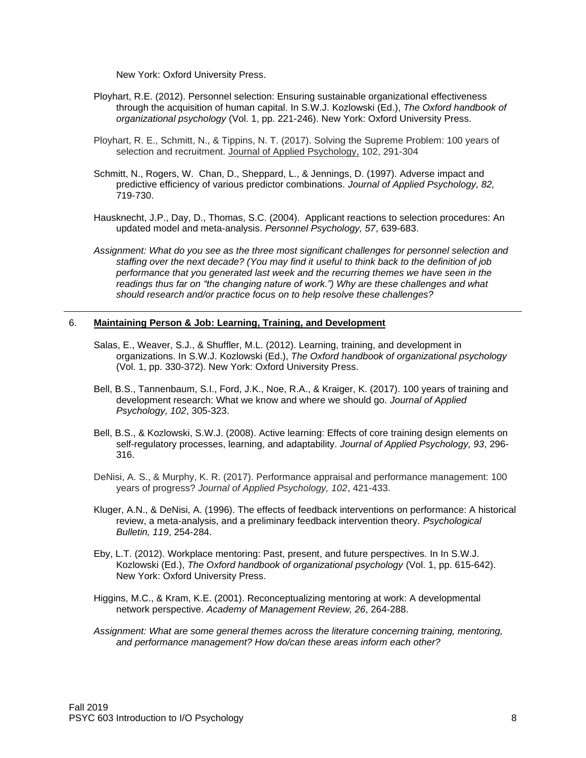New York: Oxford University Press.

Ployhart, R.E. (2012). Personnel selection: Ensuring sustainable organizational effectiveness through the acquisition of human capital. In S.W.J. Kozlowski (Ed.), *The Oxford handbook of organizational psychology* (Vol. 1, pp. 221-246). New York: Oxford University Press.

Ployhart, R. E., Schmitt, N., & Tippins, N. T. (2017). Solving the Supreme Problem: 100 years of selection and recruitment. Journal of Applied Psychology, 102, 291-304

Schmitt, N., Rogers, W. Chan, D., Sheppard, L., & Jennings, D. (1997). Adverse impact and predictive efficiency of various predictor combinations. *Journal of Applied Psychology, 82,* 719-730.

Hausknecht, J.P., Day, D., Thomas, S.C. (2004). Applicant reactions to selection procedures: An updated model and meta-analysis. *Personnel Psychology, 57*, 639-683.

*Assignment: What do you see as the three most significant challenges for personnel selection and staffing over the next decade? (You may find it useful to think back to the definition of job performance that you generated last week and the recurring themes we have seen in the readings thus far on "the changing nature of work.") Why are these challenges and what should research and/or practice focus on to help resolve these challenges?*

---

6. **Maintaining Person & Job: Learning, Training, and Development**

Salas, E., Weaver, S.J., & Shuffler, M.L. (2012). Learning, training, and development in organizations. In S.W.J. Kozlowski (Ed.), *The Oxford handbook of organizational psychology* (Vol. 1, pp. 330-372). New York: Oxford University Press.

Bell, B.S., Tannenbaum, S.I., Ford, J.K., Noe, R.A., & Kraiger, K. (2017). 100 years of training and development research: What we know and where we should go. *Journal of Applied Psychology, 102*, 305-323.

Bell, B.S., & Kozlowski, S.W.J. (2008). Active learning: Effects of core training design elements on self-regulatory processes, learning, and adaptability. *Journal of Applied Psychology, 93*, 296-316.

DeNisi, A. S., & Murphy, K. R. (2017). Performance appraisal and performance management: 100 years of progress? *Journal of Applied Psychology, 102*, 421-433.

Kluger, A.N., & DeNisi, A. (1996). The effects of feedback interventions on performance: A historical review, a meta-analysis, and a preliminary feedback intervention theory. *Psychological Bulletin, 119*, 254-284.

Eby, L.T. (2012). Workplace mentoring: Past, present, and future perspectives. In In S.W.J. Kozlowski (Ed.), *The Oxford handbook of organizational psychology* (Vol. 1, pp. 615-642). New York: Oxford University Press.

Higgins, M.C., & Kram, K.E. (2001). Reconceptualizing mentoring at work: A developmental network perspective. *Academy of Management Review, 26*, 264-288.

*Assignment: What are some general themes across the literature concerning training, mentoring, and performance management? How do/can these areas inform each other?*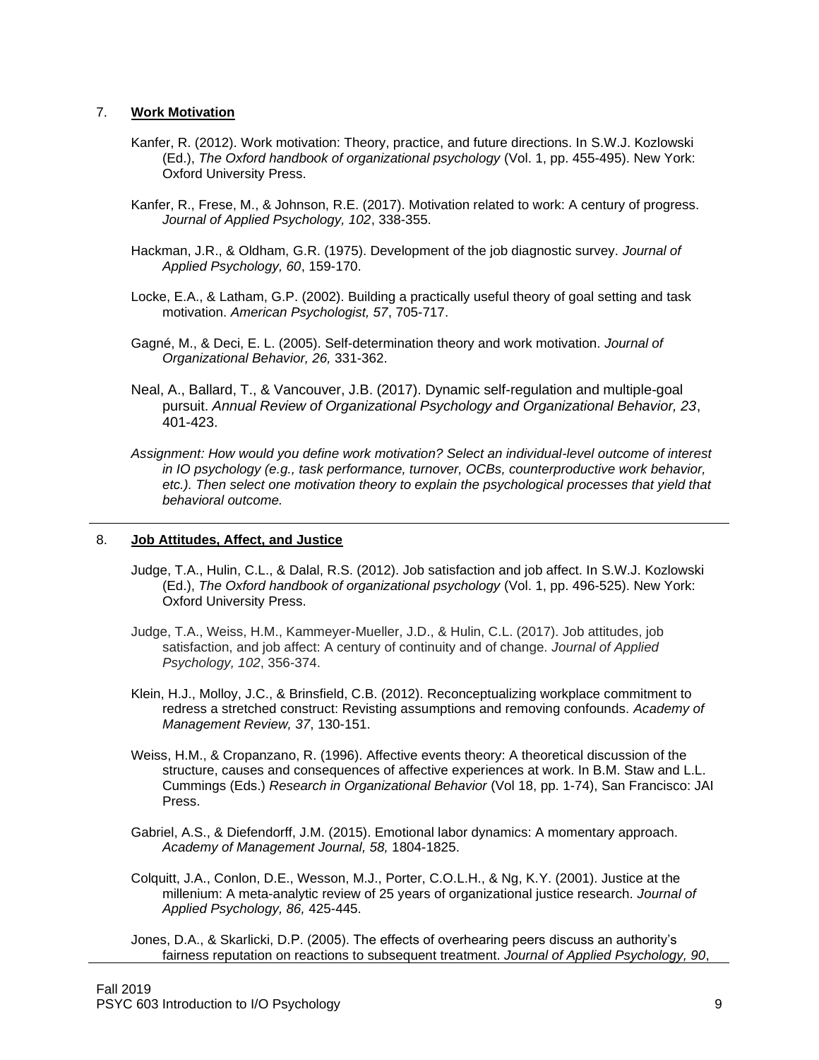7. **Work Motivation**

Kanfer, R. (2012). Work motivation: Theory, practice, and future directions. In S.W.J. Kozlowski (Ed.), *The Oxford handbook of organizational psychology* (Vol. 1, pp. 455-495). New York: Oxford University Press.

Kanfer, R., Frese, M., & Johnson, R.E. (2017). Motivation related to work: A century of progress. *Journal of Applied Psychology, 102*, 338-355.

Hackman, J.R., & Oldham, G.R. (1975). Development of the job diagnostic survey. *Journal of Applied Psychology, 60*, 159-170.

Locke, E.A., & Latham, G.P. (2002). Building a practically useful theory of goal setting and task motivation. *American Psychologist, 57*, 705-717.

Gagné, M., & Deci, E. L. (2005). Self-determination theory and work motivation. *Journal of Organizational Behavior, 26,* 331-362.

Neal, A., Ballard, T., & Vancouver, J.B. (2017). Dynamic self-regulation and multiple-goal pursuit. *Annual Review of Organizational Psychology and Organizational Behavior, 23*, 401-423.

*Assignment: How would you define work motivation? Select an individual-level outcome of interest in IO psychology (e.g., task performance, turnover, OCBs, counterproductive work behavior, etc.). Then select one motivation theory to explain the psychological processes that yield that behavioral outcome.*

---

8. **Job Attitudes, Affect, and Justice**

Judge, T.A., Hulin, C.L., & Dalal, R.S. (2012). Job satisfaction and job affect. In S.W.J. Kozlowski (Ed.), *The Oxford handbook of organizational psychology* (Vol. 1, pp. 496-525). New York: Oxford University Press.

Judge, T.A., Weiss, H.M., Kammeyer-Mueller, J.D., & Hulin, C.L. (2017). Job attitudes, job satisfaction, and job affect: A century of continuity and of change. *Journal of Applied Psychology, 102*, 356-374.

Klein, H.J., Molloy, J.C., & Brinsfield, C.B. (2012). Reconceptualizing workplace commitment to redress a stretched construct: Revisting assumptions and removing confounds. *Academy of Management Review, 37*, 130-151.

Weiss, H.M., & Cropanzano, R. (1996). Affective events theory: A theoretical discussion of the structure, causes and consequences of affective experiences at work. In B.M. Staw and L.L. Cummings (Eds.) *Research in Organizational Behavior* (Vol 18, pp. 1-74), San Francisco: JAI Press.

Gabriel, A.S., & Diefendorff, J.M. (2015). Emotional labor dynamics: A momentary approach. *Academy of Management Journal, 58,* 1804-1825.

Colquitt, J.A., Conlon, D.E., Wesson, M.J., Porter, C.O.L.H., & Ng, K.Y. (2001). Justice at the millenium: A meta-analytic review of 25 years of organizational justice research. *Journal of Applied Psychology, 86,* 425-445.

Jones, D.A., & Skarlicki, D.P. (2005). The effects of overhearing peers discuss an authority's fairness reputation on reactions to subsequent treatment. *Journal of Applied Psychology, 90*,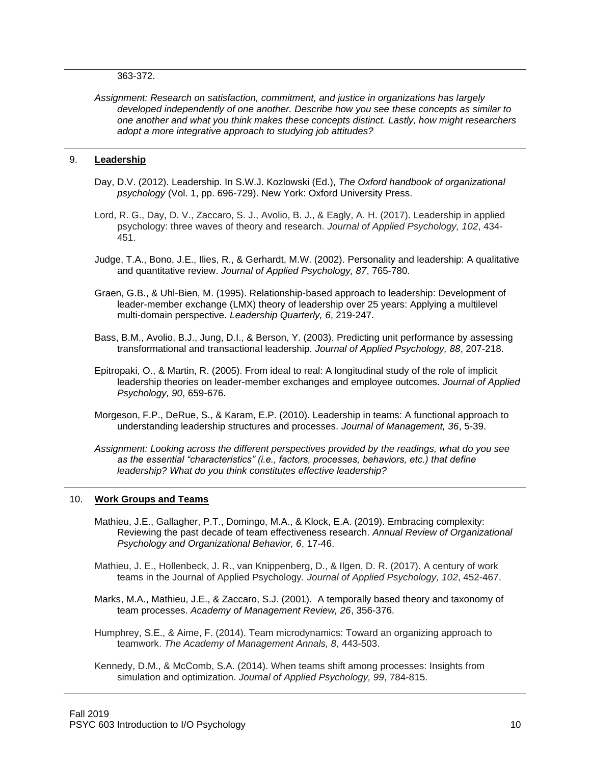363-372.

*Assignment: Research on satisfaction, commitment, and justice in organizations has largely developed independently of one another. Describe how you see these concepts as similar to one another and what you think makes these concepts distinct. Lastly, how might researchers adopt a more integrative approach to studying job attitudes?*

## 9. **Leadership**

Day, D.V. (2012). Leadership. In S.W.J. Kozlowski (Ed.), *The Oxford handbook of organizational psychology* (Vol. 1, pp. 696-729). New York: Oxford University Press.

Lord, R. G., Day, D. V., Zaccaro, S. J., Avolio, B. J., & Eagly, A. H. (2017). Leadership in applied psychology: three waves of theory and research. *Journal of Applied Psychology, 102*, 434-451.

Judge, T.A., Bono, J.E., Ilies, R., & Gerhardt, M.W. (2002). Personality and leadership: A qualitative and quantitative review. *Journal of Applied Psychology, 87*, 765-780.

Graen, G.B., & Uhl-Bien, M. (1995). Relationship-based approach to leadership: Development of leader-member exchange (LMX) theory of leadership over 25 years: Applying a multilevel multi-domain perspective. *Leadership Quarterly, 6*, 219-247.

Bass, B.M., Avolio, B.J., Jung, D.I., & Berson, Y. (2003). Predicting unit performance by assessing transformational and transactional leadership. *Journal of Applied Psychology, 88*, 207-218.

Epitropaki, O., & Martin, R. (2005). From ideal to real: A longitudinal study of the role of implicit leadership theories on leader-member exchanges and employee outcomes. *Journal of Applied Psychology, 90*, 659-676.

Morgeson, F.P., DeRue, S., & Karam, E.P. (2010). Leadership in teams: A functional approach to understanding leadership structures and processes. *Journal of Management, 36*, 5-39.

*Assignment: Looking across the different perspectives provided by the readings, what do you see as the essential "characteristics" (i.e., factors, processes, behaviors, etc.) that define leadership? What do you think constitutes effective leadership?*

## 10. **Work Groups and Teams**

Mathieu, J.E., Gallagher, P.T., Domingo, M.A., & Klock, E.A. (2019). Embracing complexity: Reviewing the past decade of team effectiveness research. *Annual Review of Organizational Psychology and Organizational Behavior, 6*, 17-46.

Mathieu, J. E., Hollenbeck, J. R., van Knippenberg, D., & Ilgen, D. R. (2017). A century of work teams in the Journal of Applied Psychology. *Journal of Applied Psychology, 102*, 452-467.

Marks, M.A., Mathieu, J.E., & Zaccaro, S.J. (2001). A temporally based theory and taxonomy of team processes. *Academy of Management Review, 26*, 356-376.

Humphrey, S.E., & Aime, F. (2014). Team microdynamics: Toward an organizing approach to teamwork. *The Academy of Management Annals, 8*, 443-503.

Kennedy, D.M., & McComb, S.A. (2014). When teams shift among processes: Insights from simulation and optimization. *Journal of Applied Psychology, 99*, 784-815.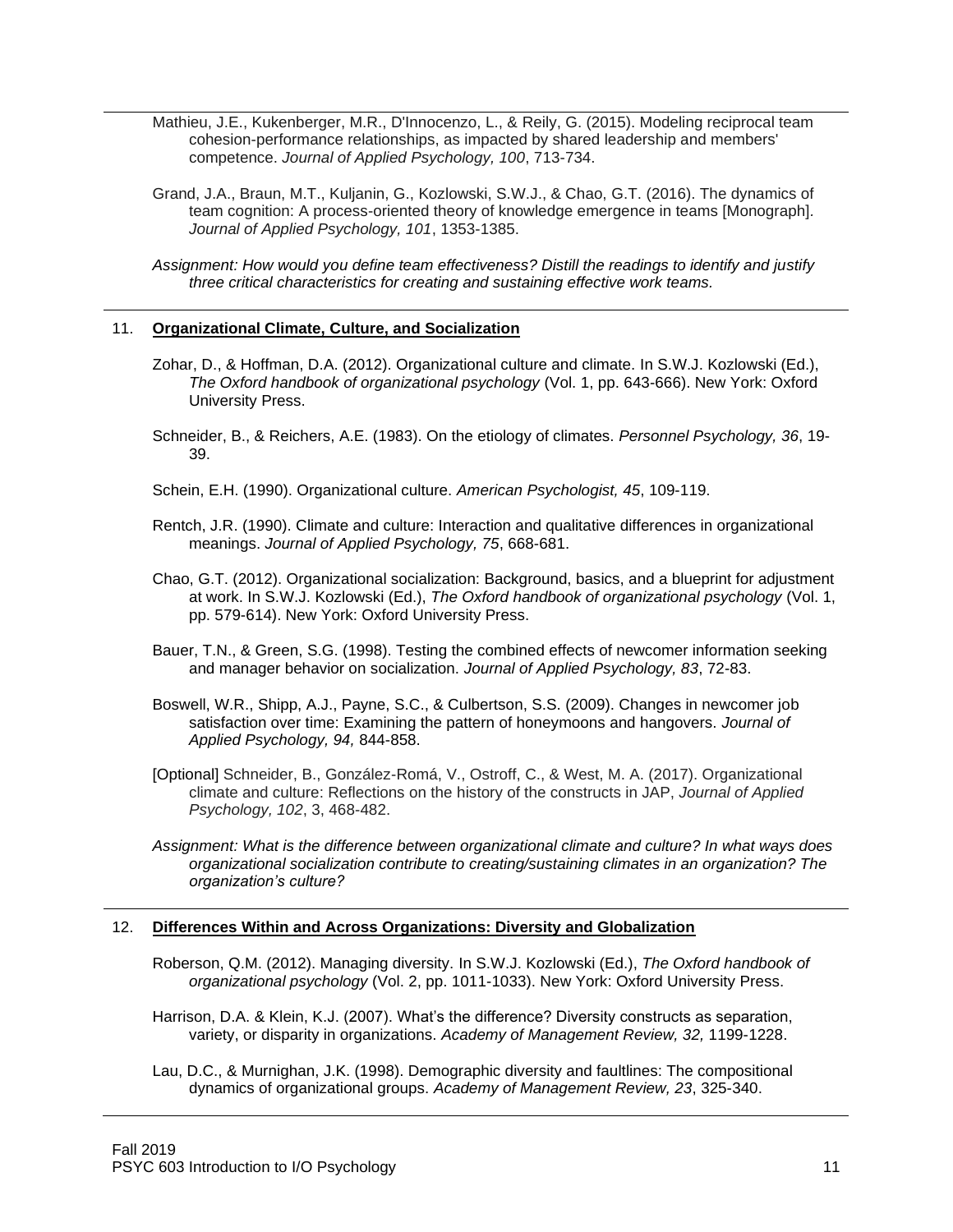Mathieu, J.E., Kukenberger, M.R., D'Innocenzo, L., & Reily, G. (2015). Modeling reciprocal team cohesion-performance relationships, as impacted by shared leadership and members' competence. *Journal of Applied Psychology, 100*, 713-734.

Grand, J.A., Braun, M.T., Kuljanin, G., Kozlowski, S.W.J., & Chao, G.T. (2016). The dynamics of team cognition: A process-oriented theory of knowledge emergence in teams [Monograph]. *Journal of Applied Psychology, 101*, 1353-1385.

*Assignment: How would you define team effectiveness? Distill the readings to identify and justify three critical characteristics for creating and sustaining effective work teams.*

## 11. Organizational Climate, Culture, and Socialization

Zohar, D., & Hoffman, D.A. (2012). Organizational culture and climate. In S.W.J. Kozlowski (Ed.), *The Oxford handbook of organizational psychology* (Vol. 1, pp. 643-666). New York: Oxford University Press.

Schneider, B., & Reichers, A.E. (1983). On the etiology of climates. *Personnel Psychology, 36*, 19-39.

Schein, E.H. (1990). Organizational culture. *American Psychologist, 45*, 109-119.

Rentch, J.R. (1990). Climate and culture: Interaction and qualitative differences in organizational meanings. *Journal of Applied Psychology, 75*, 668-681.

Chao, G.T. (2012). Organizational socialization: Background, basics, and a blueprint for adjustment at work. In S.W.J. Kozlowski (Ed.), *The Oxford handbook of organizational psychology* (Vol. 1, pp. 579-614). New York: Oxford University Press.

Bauer, T.N., & Green, S.G. (1998). Testing the combined effects of newcomer information seeking and manager behavior on socialization. *Journal of Applied Psychology, 83*, 72-83.

Boswell, W.R., Shipp, A.J., Payne, S.C., & Culbertson, S.S. (2009). Changes in newcomer job satisfaction over time: Examining the pattern of honeymoons and hangovers. *Journal of Applied Psychology, 94,* 844-858.

[Optional] Schneider, B., González-Romá, V., Ostroff, C., & West, M. A. (2017). Organizational climate and culture: Reflections on the history of the constructs in JAP, *Journal of Applied Psychology, 102*, 3, 468-482.

*Assignment: What is the difference between organizational climate and culture? In what ways does organizational socialization contribute to creating/sustaining climates in an organization? The organization's culture?*

## 12. Differences Within and Across Organizations: Diversity and Globalization

Roberson, Q.M. (2012). Managing diversity. In S.W.J. Kozlowski (Ed.), *The Oxford handbook of organizational psychology* (Vol. 2, pp. 1011-1033). New York: Oxford University Press.

Harrison, D.A. & Klein, K.J. (2007). What's the difference? Diversity constructs as separation, variety, or disparity in organizations. *Academy of Management Review, 32,* 1199-1228.

Lau, D.C., & Murnighan, J.K. (1998). Demographic diversity and faultlines: The compositional dynamics of organizational groups. *Academy of Management Review, 23*, 325-340.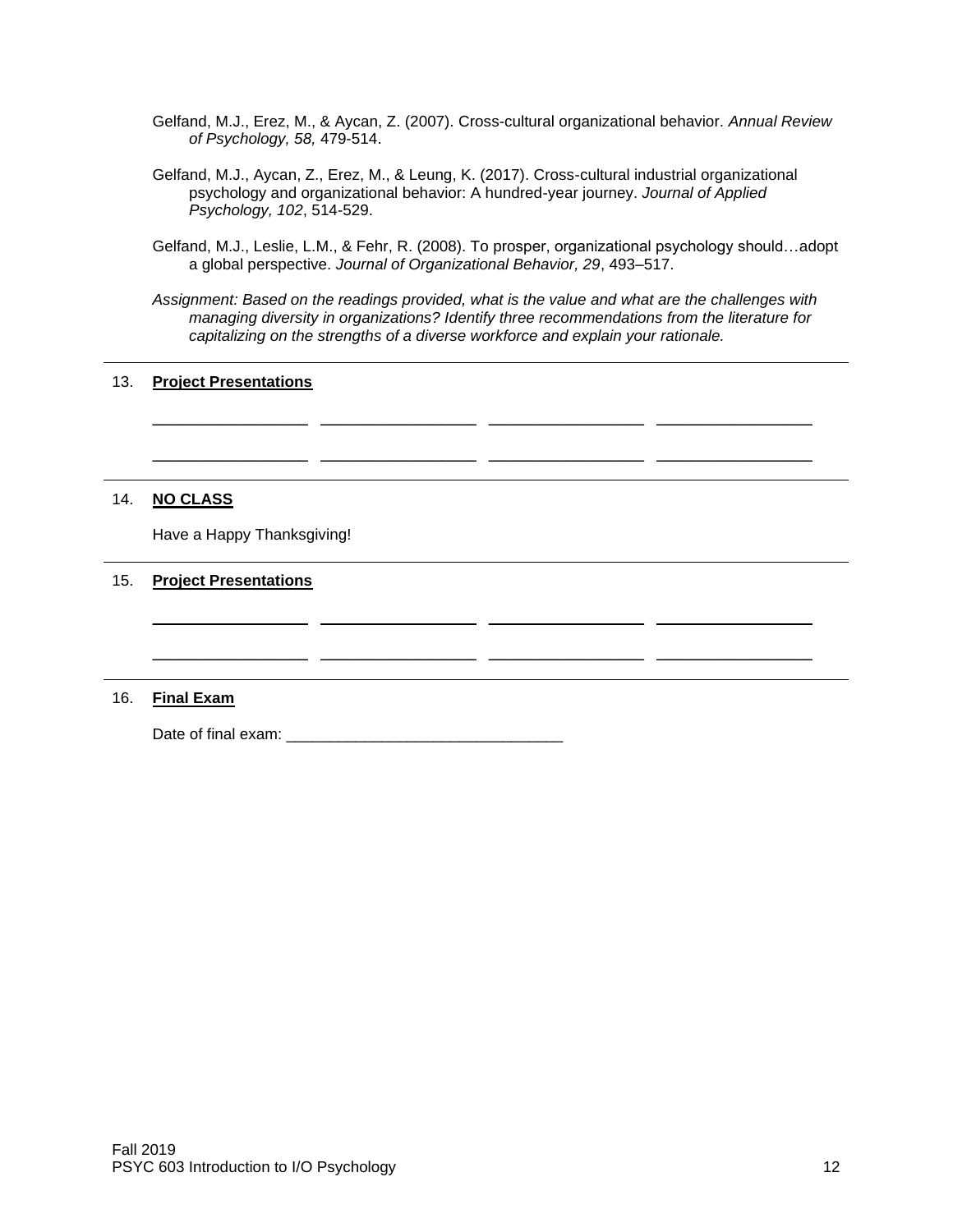Gelfand, M.J., Erez, M., & Aycan, Z. (2007). Cross-cultural organizational behavior. *Annual Review of Psychology, 58,* 479-514.

Gelfand, M.J., Aycan, Z., Erez, M., & Leung, K. (2017). Cross-cultural industrial organizational psychology and organizational behavior: A hundred-year journey. *Journal of Applied Psychology, 102*, 514-529.

Gelfand, M.J., Leslie, L.M., & Fehr, R. (2008). To prosper, organizational psychology should…adopt a global perspective. *Journal of Organizational Behavior, 29*, 493–517.

*Assignment: Based on the readings provided, what is the value and what are the challenges with managing diversity in organizations? Identify three recommendations from the literature for capitalizing on the strengths of a diverse workforce and explain your rationale.*

---

13. **Project Presentations**

_________________ _________________ _________________ _________________

_________________ _________________ _________________ _________________

---

14. **NO CLASS**

Have a Happy Thanksgiving!

---

15. **Project Presentations**

_________________ _________________ _________________ _________________

_________________ _________________ _________________ _________________

---

16. **Final Exam**

Date of final exam: ________________________________